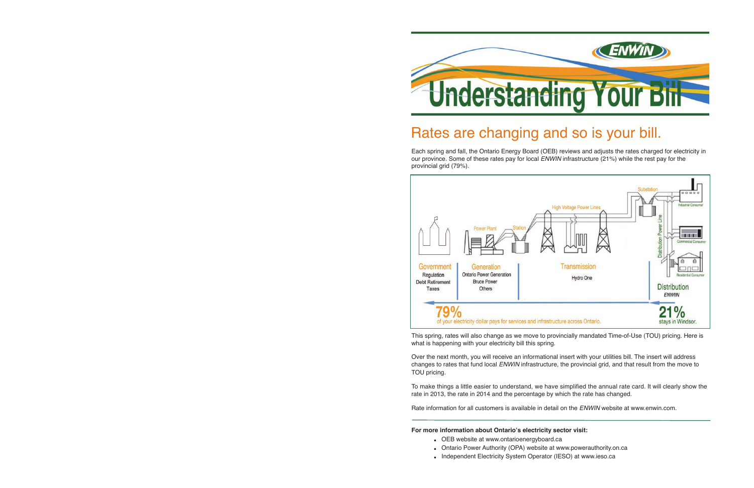# Understanding Your Bill

## Rates are changing and so is your bill.

Each spring and fall, the Ontario Energy Board (OEB) reviews and adjusts the rates charged for electricity in our province. Some of these rates pay for local *ENWIN* infrastructure (21%) while the rest pay for the provincial grid (79%).

Government: Regulation, Debt Retirement, Taxes

Generation: Ontario Power Generation, Bruce Power, Others

Transmission: Hydro One

Distribution: *ENWIN*

79% of your electricity dollar pays for services and infrastructure across Ontario.

21% stays in Windsor.

This spring, rates will also change as we move to provincially mandated Time-of-Use (TOU) pricing. Here is what is happening with your electricity bill this spring.

Over the next month, you will receive an informational insert with your utilities bill. The insert will address changes to rates that fund local *ENWIN* infrastructure, the provincial grid, and that result from the move to TOU pricing.

To make things a little easier to understand, we have simplified the annual rate card. It will clearly show the rate in 2013, the rate in 2014 and the percentage by which the rate has changed.

Rate information for all customers is available in detail on the *ENWIN* website at www.enwin.com.

**For more information about Ontario's electricity sector visit:**

- OEB website at www.ontarioenergyboard.ca
- Ontario Power Authority (OPA) website at www.powerauthority.on.ca
- Independent Electricity System Operator (IESO) at www.ieso.ca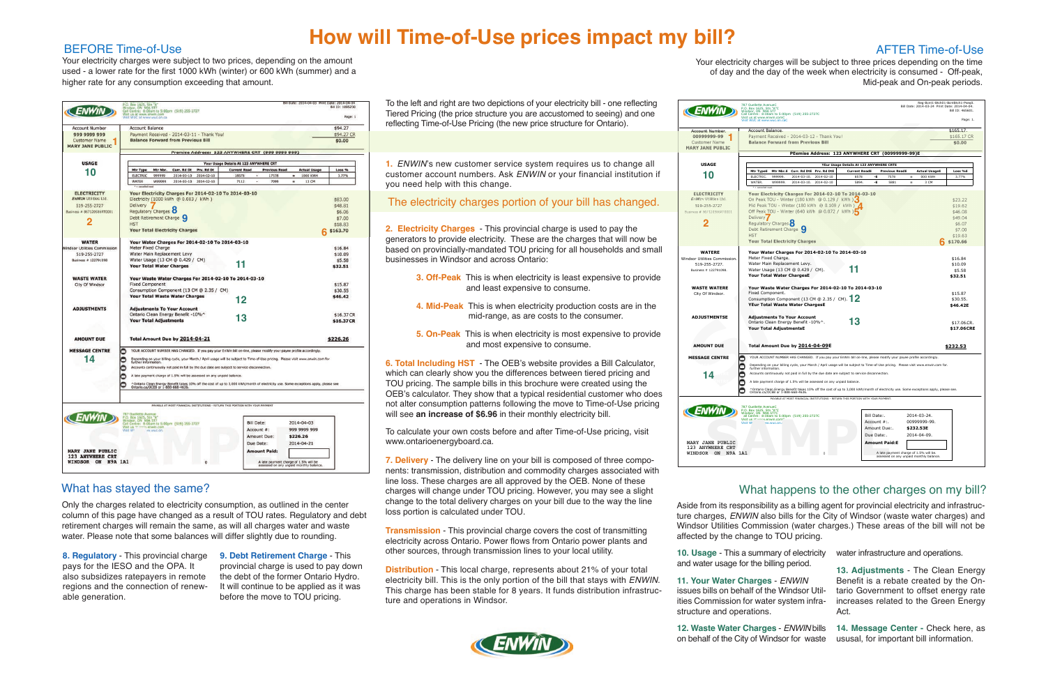# How will Time-of-Use prices impact my bill?

## BEFORE Time-of-Use

Your electricity charges were subject to two prices, depending on the amount used - a lower rate for the first 1000 kWh (winter) or 600 kWh (summer) and a higher rate for any consumption exceeding that amount.

## AFTER Time-of-Use

Your electricity charges will be subject to three prices depending on the time of day and the day of the week when electricity is consumed - Off-peak, Mid-peak and On-peak periods.

To the left and right are two depictions of your electricity bill - one reflecting Tiered Pricing (the price structure you are accustomed to seeing) and one reflecting Time-of-Use Pricing (the new price structure for Ontario).

**1.** *ENWIN*'s new customer service system requires us to change all customer account numbers. Ask *ENWIN* or your financial institution if you need help with this change.

## The electricity charges portion of your bill has changed.

**2. Electricity Charges** - This provincial charge is used to pay the generators to provide electricity. These are the charges that will now be based on provincially-mandated TOU pricing for all households and small businesses in Windsor and across Ontario:

**3. Off-Peak** This is when electricity is least expensive to provide and least expensive to consume.

**4. Mid-Peak** This is when electricity production costs are in the mid-range, as are costs to the consumer.

**5. On-Peak** This is when electricity is most expensive to provide and most expensive to consume.

**6. Total Including HST** - The OEB's website provides a Bill Calculator, which can clearly show you the differences between tiered pricing and TOU pricing. The sample bills in this brochure were created using the OEB's calculator. They show that a typical residential customer who does not alter consumption patterns following the move to Time-of-Use pricing will see **an increase of $6.96** in their monthly electricity bill.

To calculate your own costs before and after Time-of-Use pricing, visit www.ontarioenergyboard.ca.

**7. Delivery** - The delivery line on your bill is composed of three components: transmission, distribution and commodity charges associated with line loss. These charges are all approved by the OEB. None of these charges will change under TOU pricing. However, you may see a slight change to the total delivery charges on your bill due to the way the line loss portion is calculated under TOU.

**Transmission** - This provincial charge covers the cost of transmitting electricity across Ontario. Power flows from Ontario power plants and other sources, through transmission lines to your local utility.

**Distribution** - This local charge, represents about 21% of your total electricity bill. This is the only portion of the bill that stays with *ENWIN*. This charge has been stable for 8 years. It funds distribution infrastructure and operations in Windsor.

## What has stayed the same?

Only the charges related to electricity consumption, as outlined in the center column of this page have changed as a result of TOU rates. Regulatory and debt retirement charges will remain the same, as will all charges water and waste water. Please note that some balances will differ slightly due to rounding.

**8. Regulatory** - This provincial charge pays for the IESO and the OPA. It also subsidizes ratepayers in remote regions and the connection of renewable generation.

**9. Debt Retirement Charge** - This provincial charge is used to pay down the debt of the former Ontario Hydro. It will continue to be applied as it was before the move to TOU pricing.

## What happens to the other charges on my bill?

Aside from its responsibility as a billing agent for provincial electricity and infrastructure charges, *ENWIN* also bills for the City of Windsor (waste water charges) and Windsor Utilities Commission (water charges.) These areas of the bill will not be affected by the change to TOU pricing.

**10. Usage** - This a summary of electricity and water usage for the billing period.

**11. Your Water Charges** - *ENWIN* issues bills on behalf of the Windsor Utilities Commission for water system infrastructure and operations.

**12. Waste Water Charges** - *ENWIN* bills on behalf of the City of Windsor for waste water infrastructure and operations.

**13. Adjustments** - The Clean Energy Benefit is a rebate created by the Ontario Government to offset energy rate increases related to the Green Energy Act.

**14. Message Center** - Check here, as usual, for important bill information.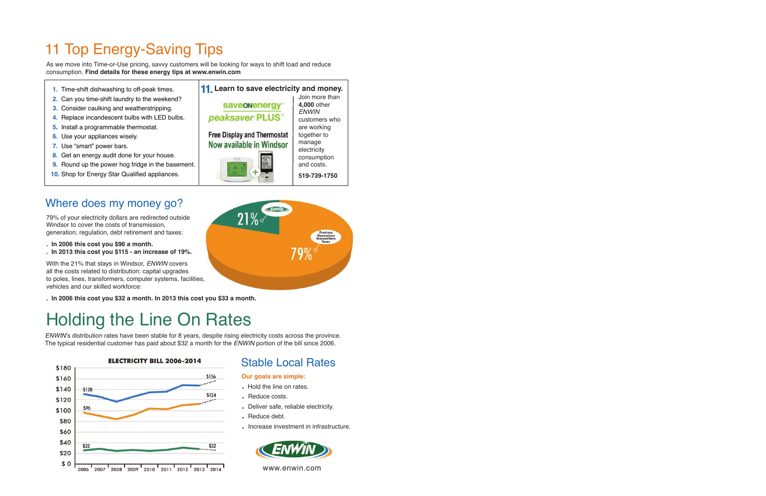# 11 Top Energy-Saving Tips

As we move into Time-or-Use pricing, savvy customers will be looking for ways to shift load and reduce consumption. **Find details for these energy tips at www.enwin.com**

1. Time-shift dishwashing to off-peak times.
2. Can you time-shift laundry to the weekend?
3. Consider caulking and weatherstripping.
4. Replace incandescent bulbs with LED bulbs.
5. Install a programmable thermostat.
6. Use your appliances wisely.
7. Use "smart" power bars.
8. Get an energy audit done for your house.
9. Round up the power hog fridge in the basement.
10. Shop for Energy Star Qualified appliances.

**11. Learn to save electricity and money.**

saveONenergy
peaksaver PLUS®

Free Display and Thermostat
Now available in Windsor

Join more than **4,000** other *ENWIN* customers who are working together to manage electricity consumption and costs.

**519-739-1750**

## Where does my money go?

79% of your electricity dollars are redirected outside Windsor to cover the costs of transmission, generation, regulation, debt retirement and taxes:

- **In 2006 this cost you $96 a month.**
- **In 2013 this cost you $115 - an increase of 19%.**

With the 21% that stays in Windsor, *ENWIN* covers all the costs related to distribution: capital upgrades to poles, lines, transformers, computer systems, facilities, vehicles and our skilled workforce:

- **In 2006 this cost you $32 a month. In 2013 this cost you $33 a month.**

21%
ENWIN
Province
Generators
Transmitters
Taxes
79%

# Holding the Line On Rates

*ENWIN*'s distribution rates have been stable for 8 years, despite rising electricity costs across the province. The typical residential customer has paid about $32 a month for the *ENWIN* portion of the bill since 2006.

**ELECTRICITY BILL 2006-2014**

$180
$160
$140
$120
$100
$80
$60
$40
$20
$ 0

2006 2007 2008 2009 2010 2011 2012 2013 2014

$128
$96
$32
$156
$124
$32

## Stable Local Rates

**Our goals are simple:**

- Hold the line on rates.
- Reduce costs.
- Deliver safe, reliable electricity.
- Reduce debt.
- Increase investment in infrastructure.

ENWIN

www.enwin.com